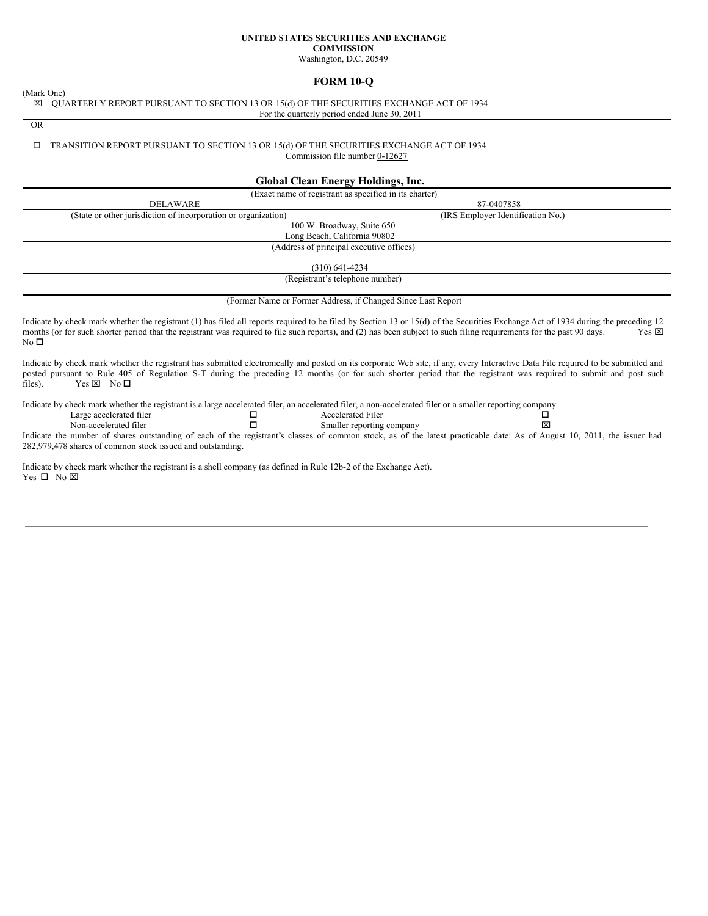**UNITED STATES SECURITIES AND EXCHANGE COMMISSION**

Washington, D.C. 20549

# FORM 10-Q

(Mark One)

☒ QUARTERLY REPORT PURSUANT TO SECTION 13 OR 15(d) OF THE SECURITIES EXCHANGE ACT OF 1934

For the quarterly period ended June 30, 2011

OR

☐ TRANSITION REPORT PURSUANT TO SECTION 13 OR 15(d) OF THE SECURITIES EXCHANGE ACT OF 1934

Commission file number 0-12627

## Global Clean Energy Holdings, Inc.

(Exact name of registrant as specified in its charter)

| DELAWARE | 87-0407858 |
|---|---|
| (State or other jurisdiction of incorporation or organization) | (IRS Employer Identification No.) |

100 W. Broadway, Suite 650
Long Beach, California 90802

(Address of principal executive offices)

(310) 641-4234

(Registrant's telephone number)

(Former Name or Former Address, if Changed Since Last Report

Indicate by check mark whether the registrant (1) has filed all reports required to be filed by Section 13 or 15(d) of the Securities Exchange Act of 1934 during the preceding 12 months (or for such shorter period that the registrant was required to file such reports), and (2) has been subject to such filing requirements for the past 90 days. Yes ☒ No ☐

Indicate by check mark whether the registrant has submitted electronically and posted on its corporate Web site, if any, every Interactive Data File required to be submitted and posted pursuant to Rule 405 of Regulation S-T during the preceding 12 months (or for such shorter period that the registrant was required to submit and post such files). Yes ☒ No ☐

Indicate by check mark whether the registrant is a large accelerated filer, an accelerated filer, a non-accelerated filer or a smaller reporting company.

| | | | |
|---|---|---|---|
| Large accelerated filer | ☐ | Accelerated Filer | ☐ |
| Non-accelerated filer | ☐ | Smaller reporting company | ☒ |

Indicate the number of shares outstanding of each of the registrant's classes of common stock, as of the latest practicable date: As of August 10, 2011, the issuer had 282,979,478 shares of common stock issued and outstanding.

Indicate by check mark whether the registrant is a shell company (as defined in Rule 12b-2 of the Exchange Act).
Yes ☐ No ☒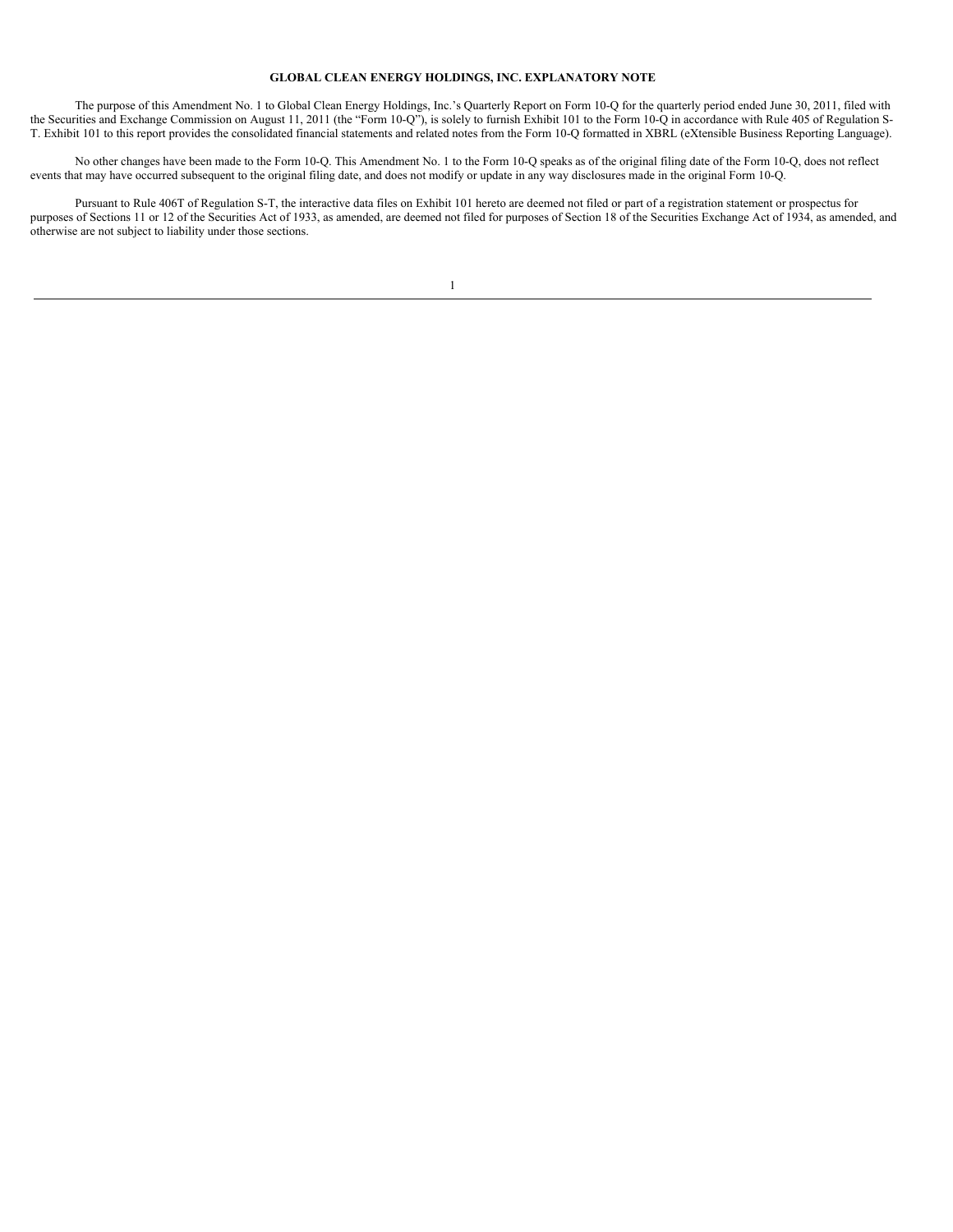## GLOBAL CLEAN ENERGY HOLDINGS, INC. EXPLANATORY NOTE

The purpose of this Amendment No. 1 to Global Clean Energy Holdings, Inc.'s Quarterly Report on Form 10-Q for the quarterly period ended June 30, 2011, filed with the Securities and Exchange Commission on August 11, 2011 (the "Form 10-Q"), is solely to furnish Exhibit 101 to the Form 10-Q in accordance with Rule 405 of Regulation S-T. Exhibit 101 to this report provides the consolidated financial statements and related notes from the Form 10-Q formatted in XBRL (eXtensible Business Reporting Language).

No other changes have been made to the Form 10-Q. This Amendment No. 1 to the Form 10-Q speaks as of the original filing date of the Form 10-Q, does not reflect events that may have occurred subsequent to the original filing date, and does not modify or update in any way disclosures made in the original Form 10-Q.

Pursuant to Rule 406T of Regulation S-T, the interactive data files on Exhibit 101 hereto are deemed not filed or part of a registration statement or prospectus for purposes of Sections 11 or 12 of the Securities Act of 1933, as amended, are deemed not filed for purposes of Section 18 of the Securities Exchange Act of 1934, as amended, and otherwise are not subject to liability under those sections.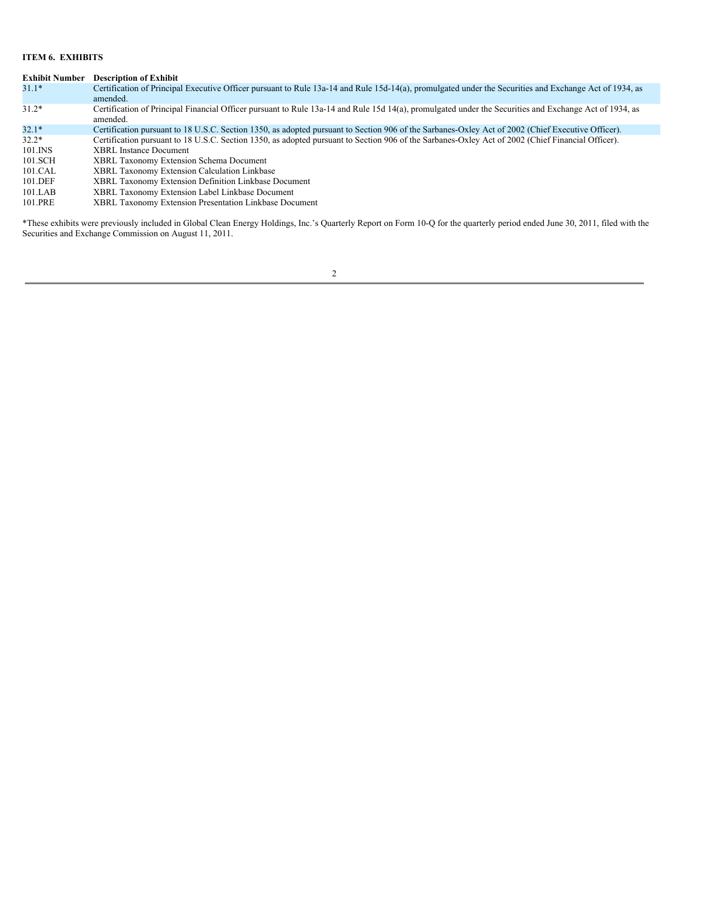**ITEM 6. EXHIBITS**

| Exhibit Number | Description of Exhibit |
|---|---|
| 31.1* | Certification of Principal Executive Officer pursuant to Rule 13a-14 and Rule 15d-14(a), promulgated under the Securities and Exchange Act of 1934, as amended. |
| 31.2* | Certification of Principal Financial Officer pursuant to Rule 13a-14 and Rule 15d 14(a), promulgated under the Securities and Exchange Act of 1934, as amended. |
| 32.1* | Certification pursuant to 18 U.S.C. Section 1350, as adopted pursuant to Section 906 of the Sarbanes-Oxley Act of 2002 (Chief Executive Officer). |
| 32.2* | Certification pursuant to 18 U.S.C. Section 1350, as adopted pursuant to Section 906 of the Sarbanes-Oxley Act of 2002 (Chief Financial Officer). |
| 101.INS | XBRL Instance Document |
| 101.SCH | XBRL Taxonomy Extension Schema Document |
| 101.CAL | XBRL Taxonomy Extension Calculation Linkbase |
| 101.DEF | XBRL Taxonomy Extension Definition Linkbase Document |
| 101.LAB | XBRL Taxonomy Extension Label Linkbase Document |
| 101.PRE | XBRL Taxonomy Extension Presentation Linkbase Document |

*These exhibits were previously included in Global Clean Energy Holdings, Inc.'s Quarterly Report on Form 10-Q for the quarterly period ended June 30, 2011, filed with the Securities and Exchange Commission on August 11, 2011.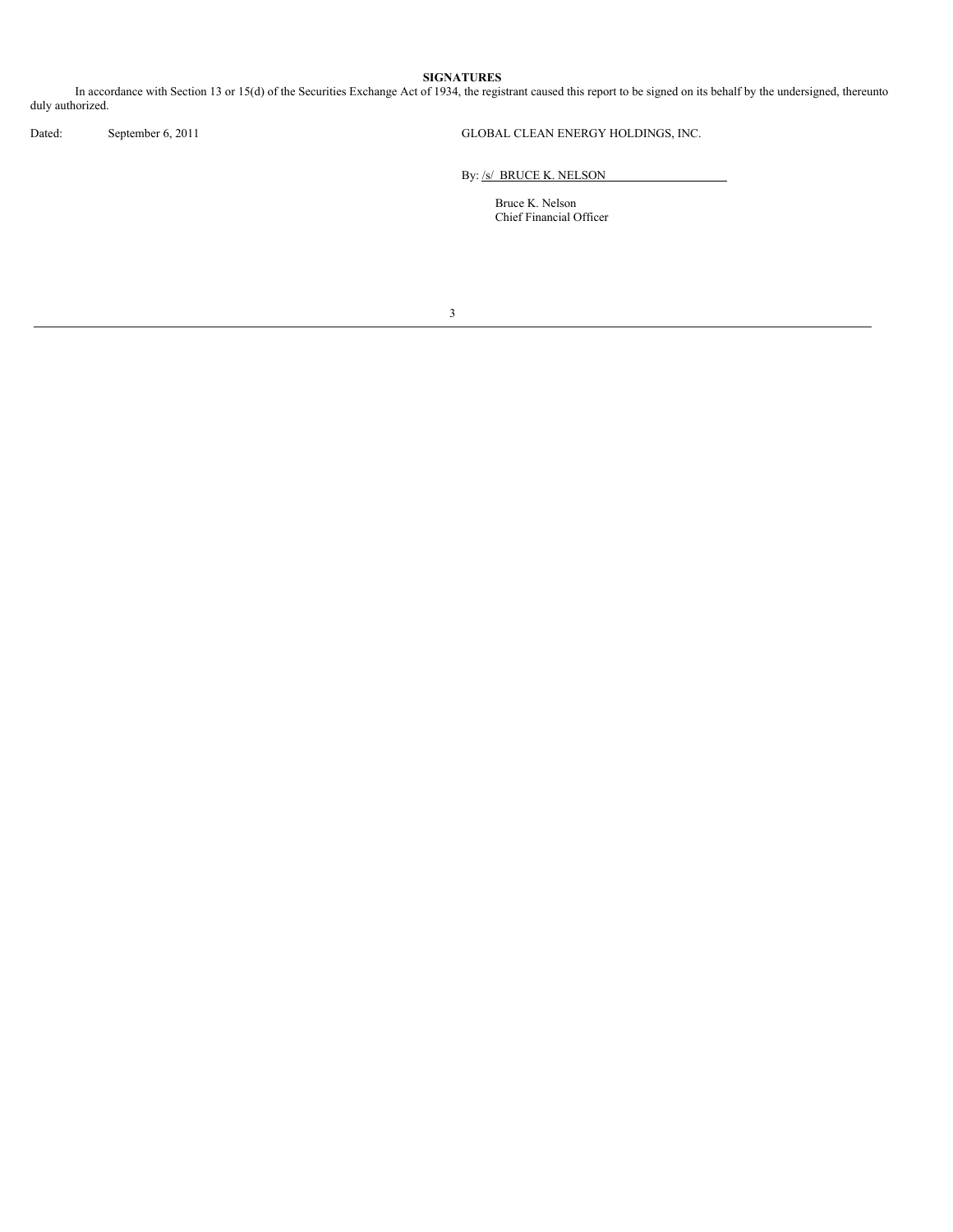**SIGNATURES**

In accordance with Section 13 or 15(d) of the Securities Exchange Act of 1934, the registrant caused this report to be signed on its behalf by the undersigned, thereunto duly authorized.

Dated: September 6, 2011

GLOBAL CLEAN ENERGY HOLDINGS, INC.

By: /s/ BRUCE K. NELSON

Bruce K. Nelson
Chief Financial Officer